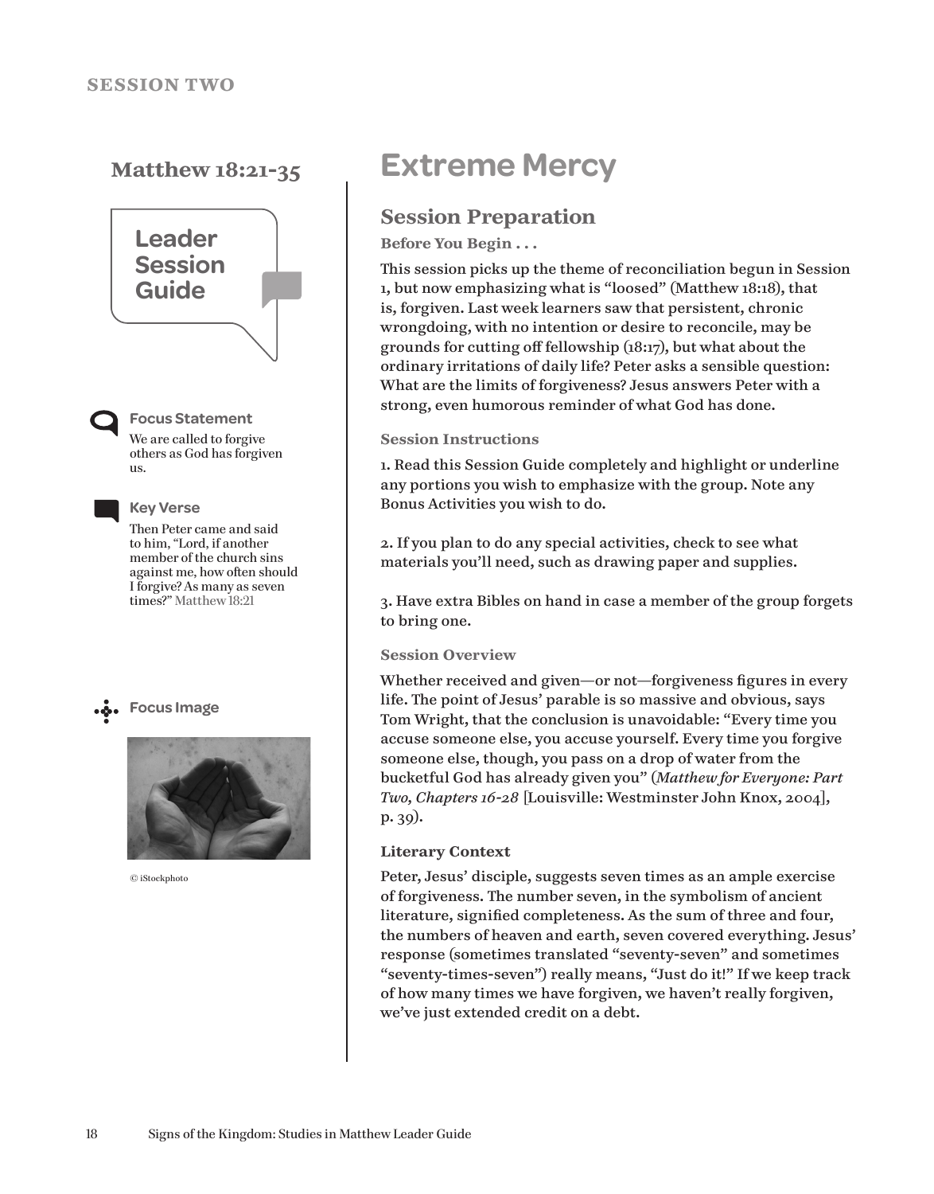SESSION TWO

## Matthew 18:21-35

**Leader Session Guide**

**Focus Statement**

We are called to forgive others as God has forgiven us.

**Key Verse**

Then Peter came and said to him, "Lord, if another member of the church sins against me, how often should I forgive? As many as seven times?" Matthew 18:21

**Focus Image**

© iStockphoto

# Extreme Mercy

## Session Preparation

### Before You Begin . . .

This session picks up the theme of reconciliation begun in Session 1, but now emphasizing what is "loosed" (Matthew 18:18), that is, forgiven. Last week learners saw that persistent, chronic wrongdoing, with no intention or desire to reconcile, may be grounds for cutting off fellowship (18:17), but what about the ordinary irritations of daily life? Peter asks a sensible question: What are the limits of forgiveness? Jesus answers Peter with a strong, even humorous reminder of what God has done.

### Session Instructions

1. Read this Session Guide completely and highlight or underline any portions you wish to emphasize with the group. Note any Bonus Activities you wish to do.

2. If you plan to do any special activities, check to see what materials you'll need, such as drawing paper and supplies.

3. Have extra Bibles on hand in case a member of the group forgets to bring one.

### Session Overview

Whether received and given—or not—forgiveness figures in every life. The point of Jesus' parable is so massive and obvious, says Tom Wright, that the conclusion is unavoidable: "Every time you accuse someone else, you accuse yourself. Every time you forgive someone else, though, you pass on a drop of water from the bucketful God has already given you" (*Matthew for Everyone: Part Two, Chapters 16-28* [Louisville: Westminster John Knox, 2004], p. 39).

### Literary Context

Peter, Jesus' disciple, suggests seven times as an ample exercise of forgiveness. The number seven, in the symbolism of ancient literature, signified completeness. As the sum of three and four, the numbers of heaven and earth, seven covered everything. Jesus' response (sometimes translated "seventy-seven" and sometimes "seventy-times-seven") really means, "Just do it!" If we keep track of how many times we have forgiven, we haven't really forgiven, we've just extended credit on a debt.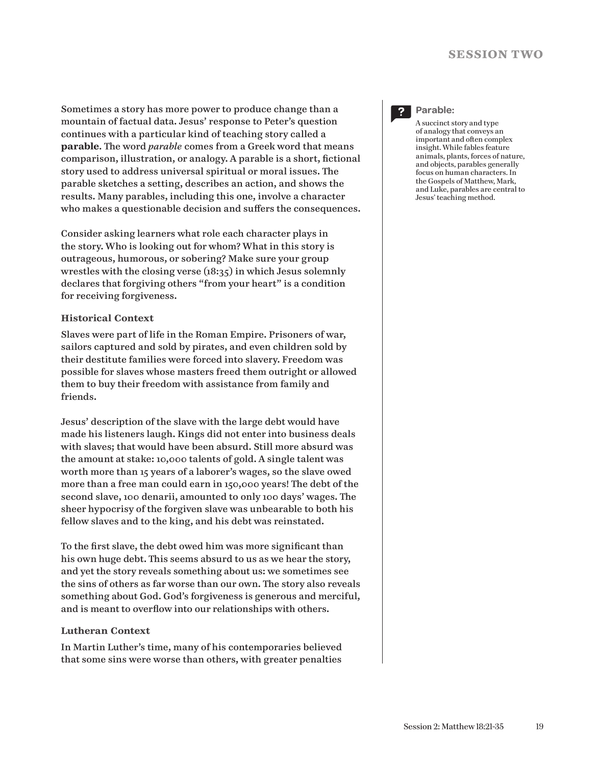Sometimes a story has more power to produce change than a mountain of factual data. Jesus' response to Peter's question continues with a particular kind of teaching story called a **parable**. The word *parable* comes from a Greek word that means comparison, illustration, or analogy. A parable is a short, fictional story used to address universal spiritual or moral issues. The parable sketches a setting, describes an action, and shows the results. Many parables, including this one, involve a character who makes a questionable decision and suffers the consequences.

Consider asking learners what role each character plays in the story. Who is looking out for whom? What in this story is outrageous, humorous, or sobering? Make sure your group wrestles with the closing verse (18:35) in which Jesus solemnly declares that forgiving others "from your heart" is a condition for receiving forgiveness.

**Parable:**

A succinct story and type of analogy that conveys an important and often complex insight. While fables feature animals, plants, forces of nature, and objects, parables generally focus on human characters. In the Gospels of Matthew, Mark, and Luke, parables are central to Jesus' teaching method.

### Historical Context

Slaves were part of life in the Roman Empire. Prisoners of war, sailors captured and sold by pirates, and even children sold by their destitute families were forced into slavery. Freedom was possible for slaves whose masters freed them outright or allowed them to buy their freedom with assistance from family and friends.

Jesus' description of the slave with the large debt would have made his listeners laugh. Kings did not enter into business deals with slaves; that would have been absurd. Still more absurd was the amount at stake: 10,000 talents of gold. A single talent was worth more than 15 years of a laborer's wages, so the slave owed more than a free man could earn in 150,000 years! The debt of the second slave, 100 denarii, amounted to only 100 days' wages. The sheer hypocrisy of the forgiven slave was unbearable to both his fellow slaves and to the king, and his debt was reinstated.

To the first slave, the debt owed him was more significant than his own huge debt. This seems absurd to us as we hear the story, and yet the story reveals something about us: we sometimes see the sins of others as far worse than our own. The story also reveals something about God. God's forgiveness is generous and merciful, and is meant to overflow into our relationships with others.

### Lutheran Context

In Martin Luther's time, many of his contemporaries believed that some sins were worse than others, with greater penalties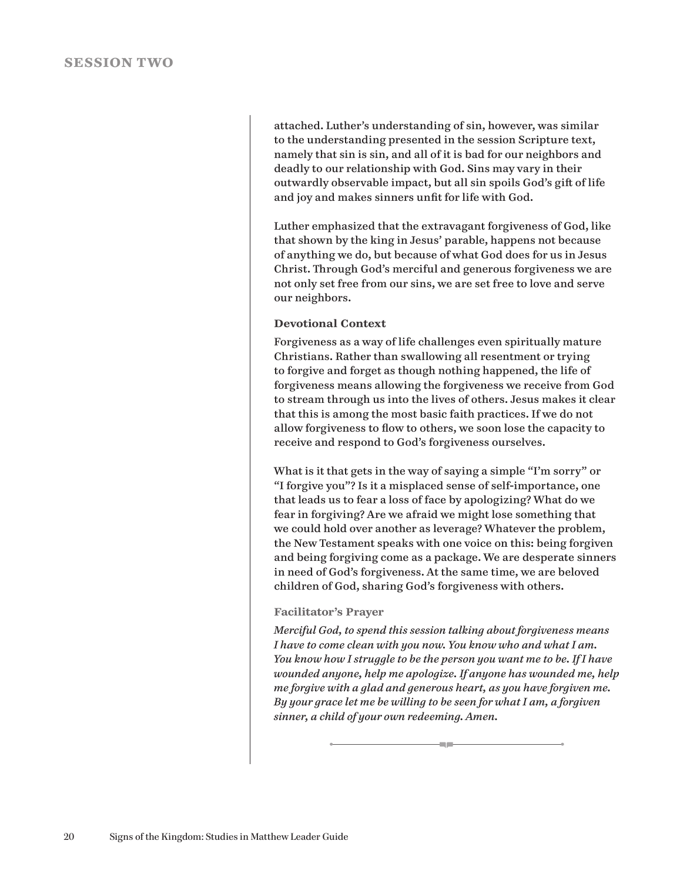attached. Luther's understanding of sin, however, was similar to the understanding presented in the session Scripture text, namely that sin is sin, and all of it is bad for our neighbors and deadly to our relationship with God. Sins may vary in their outwardly observable impact, but all sin spoils God's gift of life and joy and makes sinners unfit for life with God.

Luther emphasized that the extravagant forgiveness of God, like that shown by the king in Jesus' parable, happens not because of anything we do, but because of what God does for us in Jesus Christ. Through God's merciful and generous forgiveness we are not only set free from our sins, we are set free to love and serve our neighbors.

### Devotional Context

Forgiveness as a way of life challenges even spiritually mature Christians. Rather than swallowing all resentment or trying to forgive and forget as though nothing happened, the life of forgiveness means allowing the forgiveness we receive from God to stream through us into the lives of others. Jesus makes it clear that this is among the most basic faith practices. If we do not allow forgiveness to flow to others, we soon lose the capacity to receive and respond to God's forgiveness ourselves.

What is it that gets in the way of saying a simple "I'm sorry" or "I forgive you"? Is it a misplaced sense of self-importance, one that leads us to fear a loss of face by apologizing? What do we fear in forgiving? Are we afraid we might lose something that we could hold over another as leverage? Whatever the problem, the New Testament speaks with one voice on this: being forgiven and being forgiving come as a package. We are desperate sinners in need of God's forgiveness. At the same time, we are beloved children of God, sharing God's forgiveness with others.

### Facilitator's Prayer

*Merciful God, to spend this session talking about forgiveness means I have to come clean with you now. You know who and what I am. You know how I struggle to be the person you want me to be. If I have wounded anyone, help me apologize. If anyone has wounded me, help me forgive with a glad and generous heart, as you have forgiven me. By your grace let me be willing to be seen for what I am, a forgiven sinner, a child of your own redeeming. Amen.*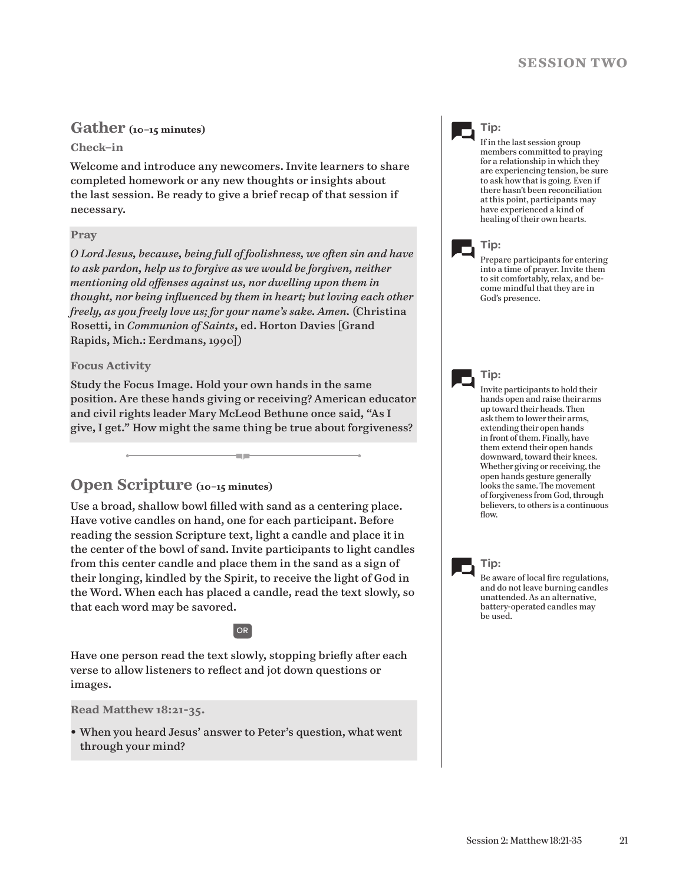## Gather (10–15 minutes)

### Check–in

Welcome and introduce any newcomers. Invite learners to share completed homework or any new thoughts or insights about the last session. Be ready to give a brief recap of that session if necessary.

> **Tip:**
> If in the last session group members committed to praying for a relationship in which they are experiencing tension, be sure to ask how that is going. Even if there hasn't been reconciliation at this point, participants may have experienced a kind of healing of their own hearts.

### Pray

*O Lord Jesus, because, being full of foolishness, we often sin and have to ask pardon, help us to forgive as we would be forgiven, neither mentioning old offenses against us, nor dwelling upon them in thought, nor being influenced by them in heart; but loving each other freely, as you freely love us; for your name's sake. Amen.* (Christina Rosetti, in *Communion of Saints*, ed. Horton Davies [Grand Rapids, Mich.: Eerdmans, 1990])

> **Tip:**
> Prepare participants for entering into a time of prayer. Invite them to sit comfortably, relax, and become mindful that they are in God's presence.

### Focus Activity

Study the Focus Image. Hold your own hands in the same position. Are these hands giving or receiving? American educator and civil rights leader Mary McLeod Bethune once said, "As I give, I get." How might the same thing be true about forgiveness?

> **Tip:**
> Invite participants to hold their hands open and raise their arms up toward their heads. Then ask them to lower their arms, extending their open hands in front of them. Finally, have them extend their open hands downward, toward their knees. Whether giving or receiving, the open hands gesture generally looks the same. The movement of forgiveness from God, through believers, to others is a continuous flow.

## Open Scripture (10–15 minutes)

Use a broad, shallow bowl filled with sand as a centering place. Have votive candles on hand, one for each participant. Before reading the session Scripture text, light a candle and place it in the center of the bowl of sand. Invite participants to light candles from this center candle and place them in the sand as a sign of their longing, kindled by the Spirit, to receive the light of God in the Word. When each has placed a candle, read the text slowly, so that each word may be savored.

> **Tip:**
> Be aware of local fire regulations, and do not leave burning candles unattended. As an alternative, battery-operated candles may be used.

OR

Have one person read the text slowly, stopping briefly after each verse to allow listeners to reflect and jot down questions or images.

**Read Matthew 18:21-35.**

- When you heard Jesus' answer to Peter's question, what went through your mind?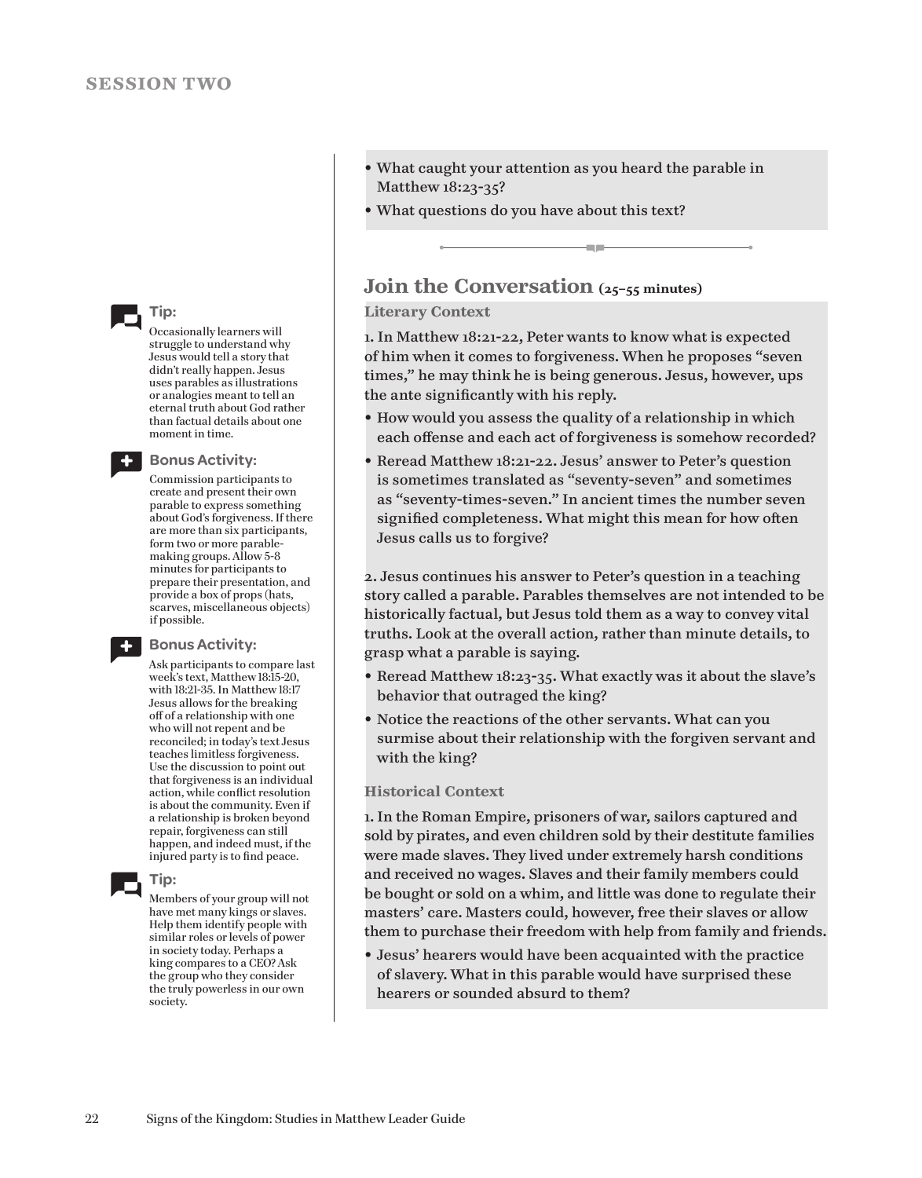- What caught your attention as you heard the parable in Matthew 18:23-35?
- What questions do you have about this text?

## Join the Conversation (25–55 minutes)

### Literary Context

1. In Matthew 18:21-22, Peter wants to know what is expected of him when it comes to forgiveness. When he proposes "seven times," he may think he is being generous. Jesus, however, ups the ante significantly with his reply.

- How would you assess the quality of a relationship in which each offense and each act of forgiveness is somehow recorded?
- Reread Matthew 18:21-22. Jesus' answer to Peter's question is sometimes translated as "seventy-seven" and sometimes as "seventy-times-seven." In ancient times the number seven signified completeness. What might this mean for how often Jesus calls us to forgive?

2. Jesus continues his answer to Peter's question in a teaching story called a parable. Parables themselves are not intended to be historically factual, but Jesus told them as a way to convey vital truths. Look at the overall action, rather than minute details, to grasp what a parable is saying.

- Reread Matthew 18:23-35. What exactly was it about the slave's behavior that outraged the king?
- Notice the reactions of the other servants. What can you surmise about their relationship with the forgiven servant and with the king?

### Historical Context

1. In the Roman Empire, prisoners of war, sailors captured and sold by pirates, and even children sold by their destitute families were made slaves. They lived under extremely harsh conditions and received no wages. Slaves and their family members could be bought or sold on a whim, and little was done to regulate their masters' care. Masters could, however, free their slaves or allow them to purchase their freedom with help from family and friends.

- Jesus' hearers would have been acquainted with the practice of slavery. What in this parable would have surprised these hearers or sounded absurd to them?

**Tip:** Occasionally learners will struggle to understand why Jesus would tell a story that didn't really happen. Jesus uses parables as illustrations or analogies meant to tell an eternal truth about God rather than factual details about one moment in time.

**Bonus Activity:** Commission participants to create and present their own parable to express something about God's forgiveness. If there are more than six participants, form two or more parable-making groups. Allow 5-8 minutes for participants to prepare their presentation, and provide a box of props (hats, scarves, miscellaneous objects) if possible.

**Bonus Activity:** Ask participants to compare last week's text, Matthew 18:15-20, with 18:21-35. In Matthew 18:17 Jesus allows for the breaking off of a relationship with one who will not repent and be reconciled; in today's text Jesus teaches limitless forgiveness. Use the discussion to point out that forgiveness is an individual action, while conflict resolution is about the community. Even if a relationship is broken beyond repair, forgiveness can still happen, and indeed must, if the injured party is to find peace.

**Tip:** Members of your group will not have met many kings or slaves. Help them identify people with similar roles or levels of power in society today. Perhaps a king compares to a CEO? Ask the group who they consider the truly powerless in our own society.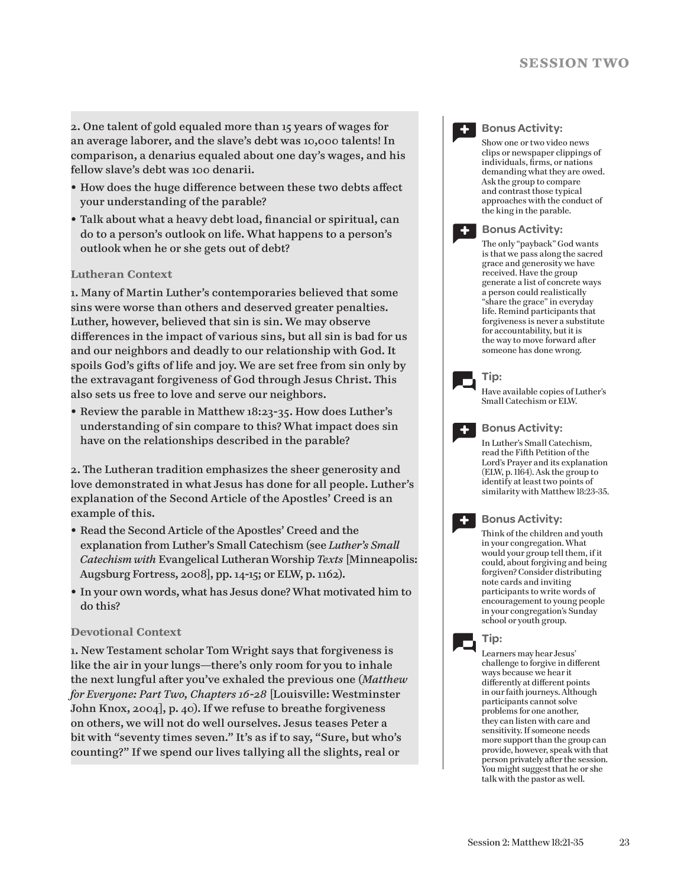2. One talent of gold equaled more than 15 years of wages for an average laborer, and the slave's debt was 10,000 talents! In comparison, a denarius equaled about one day's wages, and his fellow slave's debt was 100 denarii.

- How does the huge difference between these two debts affect your understanding of the parable?
- Talk about what a heavy debt load, financial or spiritual, can do to a person's outlook on life. What happens to a person's outlook when he or she gets out of debt?

### Lutheran Context

1. Many of Martin Luther's contemporaries believed that some sins were worse than others and deserved greater penalties. Luther, however, believed that sin is sin. We may observe differences in the impact of various sins, but all sin is bad for us and our neighbors and deadly to our relationship with God. It spoils God's gifts of life and joy. We are set free from sin only by the extravagant forgiveness of God through Jesus Christ. This also sets us free to love and serve our neighbors.

- Review the parable in Matthew 18:23-35. How does Luther's understanding of sin compare to this? What impact does sin have on the relationships described in the parable?

2. The Lutheran tradition emphasizes the sheer generosity and love demonstrated in what Jesus has done for all people. Luther's explanation of the Second Article of the Apostles' Creed is an example of this.

- Read the Second Article of the Apostles' Creed and the explanation from Luther's Small Catechism (see *Luther's Small Catechism with* Evangelical Lutheran Worship *Texts* [Minneapolis: Augsburg Fortress, 2008], pp. 14-15; or ELW, p. 1162).
- In your own words, what has Jesus done? What motivated him to do this?

### Devotional Context

1. New Testament scholar Tom Wright says that forgiveness is like the air in your lungs—there's only room for you to inhale the next lungful after you've exhaled the previous one (*Matthew for Everyone: Part Two, Chapters 16-28* [Louisville: Westminster John Knox, 2004], p. 40). If we refuse to breathe forgiveness on others, we will not do well ourselves. Jesus teases Peter a bit with "seventy times seven." It's as if to say, "Sure, but who's counting?" If we spend our lives tallying all the slights, real or

**Bonus Activity:**
Show one or two video news clips or newspaper clippings of individuals, firms, or nations demanding what they are owed. Ask the group to compare and contrast those typical approaches with the conduct of the king in the parable.

**Bonus Activity:**
The only "payback" God wants is that we pass along the sacred grace and generosity we have received. Have the group generate a list of concrete ways a person could realistically "share the grace" in everyday life. Remind participants that forgiveness is never a substitute for accountability, but it is the way to move forward after someone has done wrong.

**Tip:**
Have available copies of Luther's Small Catechism or ELW.

**Bonus Activity:**
In Luther's Small Catechism, read the Fifth Petition of the Lord's Prayer and its explanation (ELW, p. 1164). Ask the group to identify at least two points of similarity with Matthew 18:23-35.

**Bonus Activity:**
Think of the children and youth in your congregation. What would your group tell them, if it could, about forgiving and being forgiven? Consider distributing note cards and inviting participants to write words of encouragement to young people in your congregation's Sunday school or youth group.

**Tip:**
Learners may hear Jesus' challenge to forgive in different ways because we hear it differently at different points in our faith journeys. Although participants cannot solve problems for one another, they can listen with care and sensitivity. If someone needs more support than the group can provide, however, speak with that person privately after the session. You might suggest that he or she talk with the pastor as well.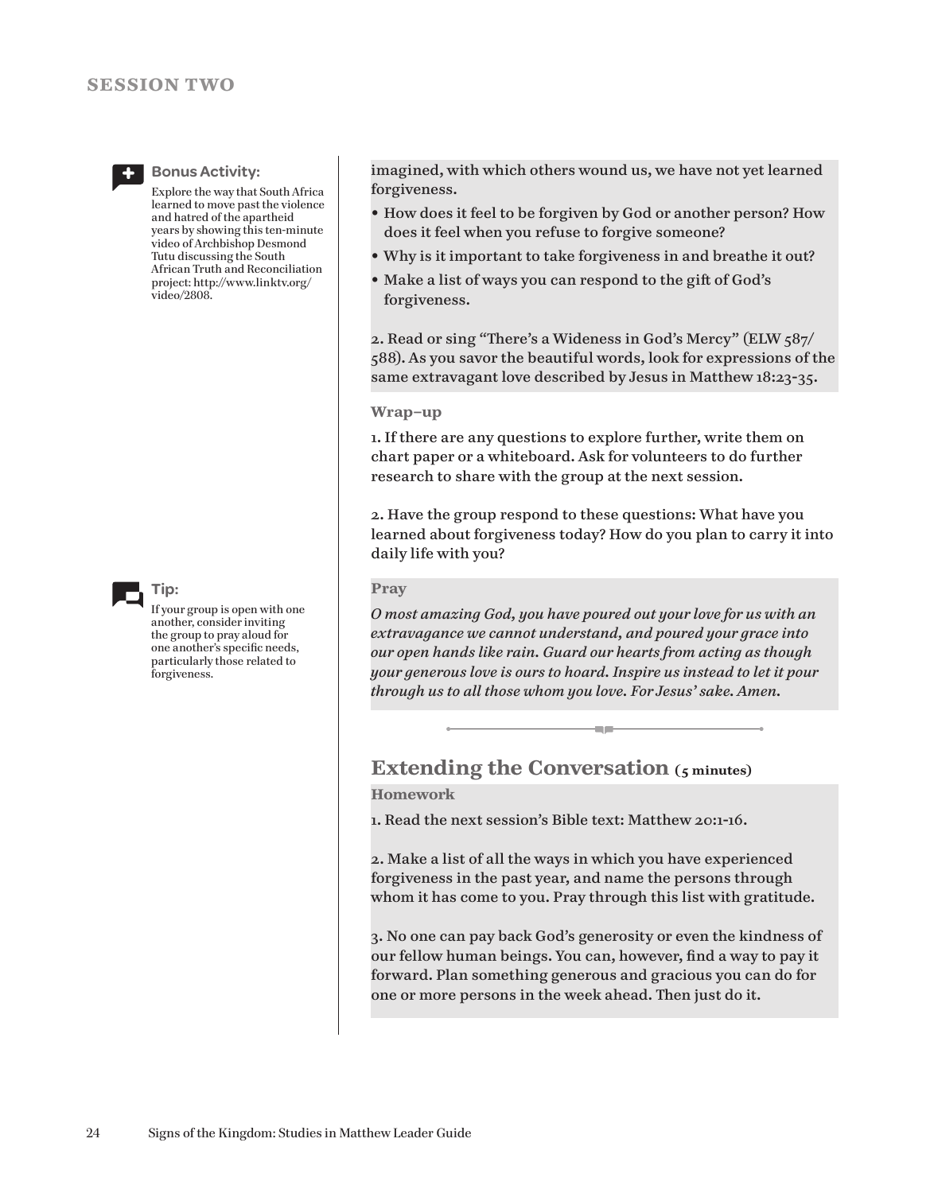**Bonus Activity:**

Explore the way that South Africa learned to move past the violence and hatred of the apartheid years by showing this ten-minute video of Archbishop Desmond Tutu discussing the South African Truth and Reconciliation project: http://www.linktv.org/video/2808.

imagined, with which others wound us, we have not yet learned forgiveness.

- How does it feel to be forgiven by God or another person? How does it feel when you refuse to forgive someone?
- Why is it important to take forgiveness in and breathe it out?
- Make a list of ways you can respond to the gift of God's forgiveness.

2. Read or sing "There's a Wideness in God's Mercy" (ELW 587/588). As you savor the beautiful words, look for expressions of the same extravagant love described by Jesus in Matthew 18:23-35.

#### Wrap–up

1. If there are any questions to explore further, write them on chart paper or a whiteboard. Ask for volunteers to do further research to share with the group at the next session.

2. Have the group respond to these questions: What have you learned about forgiveness today? How do you plan to carry it into daily life with you?

**Tip:**

If your group is open with one another, consider inviting the group to pray aloud for one another's specific needs, particularly those related to forgiveness.

#### Pray

*O most amazing God, you have poured out your love for us with an extravagance we cannot understand, and poured your grace into our open hands like rain. Guard our hearts from acting as though your generous love is ours to hoard. Inspire us instead to let it pour through us to all those whom you love. For Jesus' sake. Amen.*

## Extending the Conversation (5 minutes)

#### Homework

1. Read the next session's Bible text: Matthew 20:1-16.

2. Make a list of all the ways in which you have experienced forgiveness in the past year, and name the persons through whom it has come to you. Pray through this list with gratitude.

3. No one can pay back God's generosity or even the kindness of our fellow human beings. You can, however, find a way to pay it forward. Plan something generous and gracious you can do for one or more persons in the week ahead. Then just do it.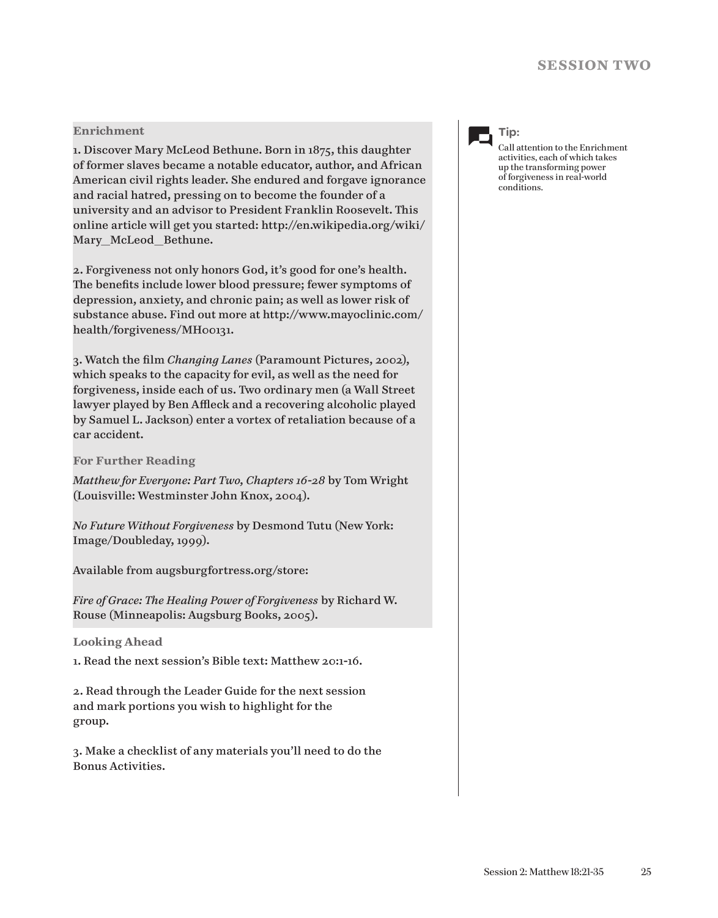### Enrichment

1. Discover Mary McLeod Bethune. Born in 1875, this daughter of former slaves became a notable educator, author, and African American civil rights leader. She endured and forgave ignorance and racial hatred, pressing on to become the founder of a university and an advisor to President Franklin Roosevelt. This online article will get you started: http://en.wikipedia.org/wiki/Mary_McLeod_Bethune.

2. Forgiveness not only honors God, it's good for one's health. The benefits include lower blood pressure; fewer symptoms of depression, anxiety, and chronic pain; as well as lower risk of substance abuse. Find out more at http://www.mayoclinic.com/health/forgiveness/MH00131.

3. Watch the film *Changing Lanes* (Paramount Pictures, 2002), which speaks to the capacity for evil, as well as the need for forgiveness, inside each of us. Two ordinary men (a Wall Street lawyer played by Ben Affleck and a recovering alcoholic played by Samuel L. Jackson) enter a vortex of retaliation because of a car accident.

### For Further Reading

*Matthew for Everyone: Part Two, Chapters 16-28* by Tom Wright (Louisville: Westminster John Knox, 2004).

*No Future Without Forgiveness* by Desmond Tutu (New York: Image/Doubleday, 1999).

Available from augsburgfortress.org/store:

*Fire of Grace: The Healing Power of Forgiveness* by Richard W. Rouse (Minneapolis: Augsburg Books, 2005).

### Looking Ahead

1. Read the next session's Bible text: Matthew 20:1-16.

2. Read through the Leader Guide for the next session and mark portions you wish to highlight for the group.

3. Make a checklist of any materials you'll need to do the Bonus Activities.

**Tip:**

Call attention to the Enrichment activities, each of which takes up the transforming power of forgiveness in real-world conditions.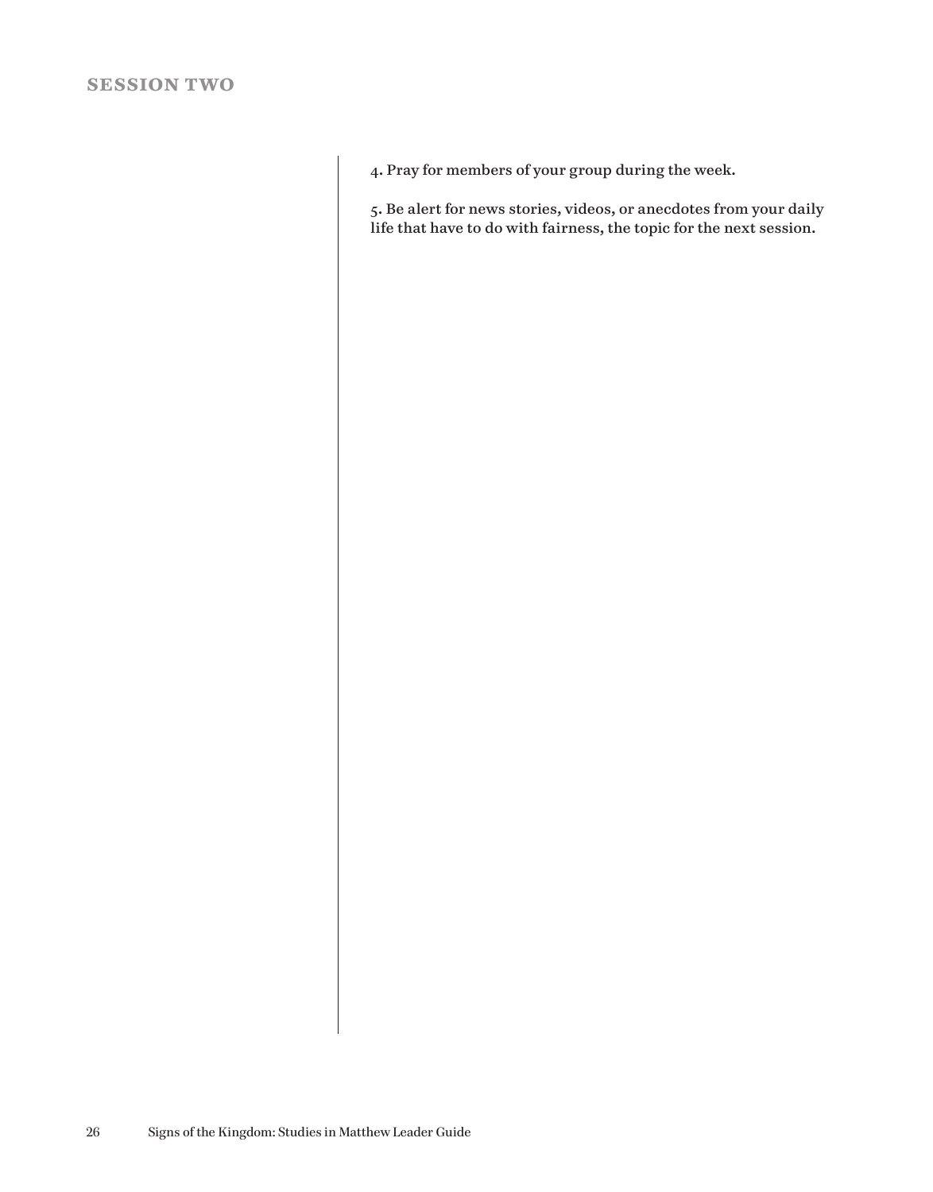4. Pray for members of your group during the week.

5. Be alert for news stories, videos, or anecdotes from your daily life that have to do with fairness, the topic for the next session.